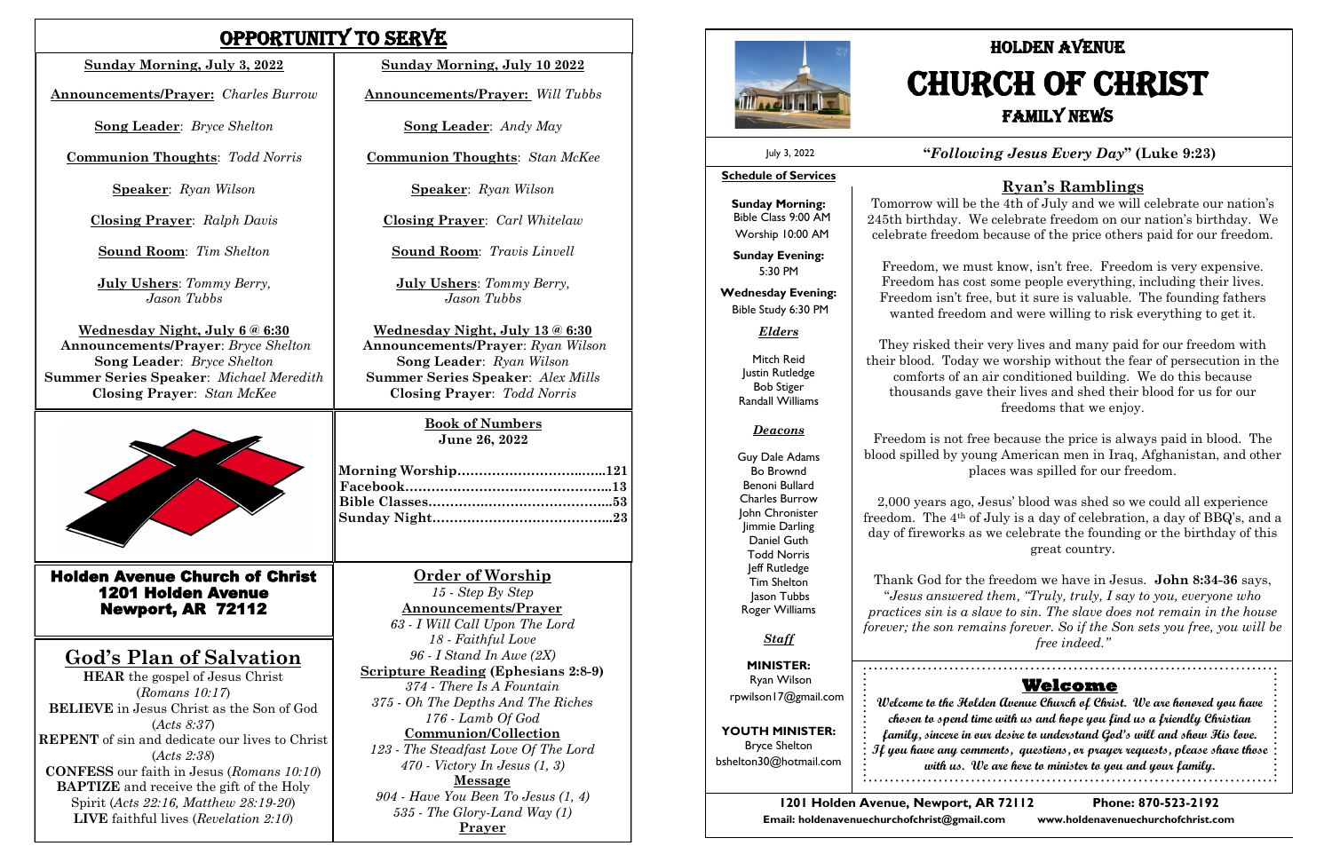# OPPORTUNITY TO SERVE

**Sunday Morning, July 3, 2022**

**Announcements/Prayer:** *Charles Burrow*

**Song Leader**: *Bryce Shelton*

**Communion Thoughts**: *Todd Norris*

**Speaker**: *Ryan Wilson*

**Closing Prayer**: *Ralph Davis*

**Sound Room**: *Tim Shelton*

**July Ushers**: *Tommy Berry, Jason Tubbs*

**Wednesday Night, July 6 @ 6:30**
**Announcements/Prayer**: *Bryce Shelton*
**Song Leader**: *Bryce Shelton*
**Summer Series Speaker**: *Michael Meredith*
**Closing Prayer**: *Stan McKee*

**Sunday Morning, July 10 2022**

**Announcements/Prayer:** *Will Tubbs*

**Song Leader**: *Andy May*

**Communion Thoughts**: *Stan McKee*

**Speaker**: *Ryan Wilson*

**Closing Prayer**: *Carl Whitelaw*

**Sound Room**: *Travis Linvell*

**July Ushers**: *Tommy Berry, Jason Tubbs*

**Wednesday Night, July 13 @ 6:30**
**Announcements/Prayer**: *Ryan Wilson*
**Song Leader**: *Ryan Wilson*
**Summer Series Speaker**: *Alex Mills*
**Closing Prayer**: *Todd Norris*

**Book of Numbers**
**June 26, 2022**

| | |
|---|---|
| **Morning Worship** | **121** |
| **Facebook** | **13** |
| **Bible Classes** | **53** |
| **Sunday Night** | **23** |

## Holden Avenue Church of Christ
**1201 Holden Avenue**
**Newport, AR 72112**

## God's Plan of Salvation

**HEAR** the gospel of Jesus Christ (*Romans 10:17*)
**BELIEVE** in Jesus Christ as the Son of God (*Acts 8:37*)
**REPENT** of sin and dedicate our lives to Christ (*Acts 2:38*)
**CONFESS** our faith in Jesus (*Romans 10:10*)
**BAPTIZE** and receive the gift of the Holy Spirit (*Acts 22:16, Matthew 28:19-20*)
**LIVE** faithful lives (*Revelation 2:10*)

## Order of Worship

*15 - Step By Step*
**Announcements/Prayer**
*63 - I Will Call Upon The Lord*
*18 - Faithful Love*
*96 - I Stand In Awe (2X)*
**Scripture Reading (Ephesians 2:8-9)**
*374 - There Is A Fountain*
*375 - Oh The Depths And The Riches*
*176 - Lamb Of God*
**Communion/Collection**
*123 - The Steadfast Love Of The Lord*
*470 - Victory In Jesus (1, 3)*
**Message**
*904 - Have You Been To Jesus (1, 4)*
*535 - The Glory-Land Way (1)*
**Prayer**

# HOLDEN AVENUE
# CHURCH OF CHRIST
## FAMILY NEWS

July 3, 2022

**"*Following Jesus Every Day*" (Luke 9:23)**

**Schedule of Services**

**Sunday Morning:**
Bible Class 9:00 AM
Worship 10:00 AM

**Sunday Evening:**
5:30 PM

**Wednesday Evening:**
Bible Study 6:30 PM

***Elders***

Mitch Reid
Justin Rutledge
Bob Stiger
Randall Williams

***Deacons***

Guy Dale Adams
Bo Browmd
Benoni Bullard
Charles Burrow
John Chronister
Jimmie Darling
Daniel Guth
Todd Norris
Jeff Rutledge
Tim Shelton
Jason Tubbs
Roger Williams

***Staff***

**MINISTER:**
Ryan Wilson
rpwilson17@gmail.com

**YOUTH MINISTER:**
Bryce Shelton
bshelton30@hotmail.com

## Ryan's Ramblings

Tomorrow will be the 4th of July and we will celebrate our nation's 245th birthday. We celebrate freedom on our nation's birthday. We celebrate freedom because of the price others paid for our freedom.

Freedom, we must know, isn't free. Freedom is very expensive. Freedom has cost some people everything, including their lives. Freedom isn't free, but it sure is valuable. The founding fathers wanted freedom and were willing to risk everything to get it.

They risked their very lives and many paid for our freedom with their blood. Today we worship without the fear of persecution in the comforts of an air conditioned building. We do this because thousands gave their lives and shed their blood for us for our freedoms that we enjoy.

Freedom is not free because the price is always paid in blood. The blood spilled by young American men in Iraq, Afghanistan, and other places was spilled for our freedom.

2,000 years ago, Jesus' blood was shed so we could all experience freedom. The 4th of July is a day of celebration, a day of BBQ's, and a day of fireworks as we celebrate the founding or the birthday of this great country.

Thank God for the freedom we have in Jesus. **John 8:34-36** says, "*Jesus answered them, "Truly, truly, I say to you, everyone who practices sin is a slave to sin. The slave does not remain in the house forever; the son remains forever. So if the Son sets you free, you will be free indeed.*"

## Welcome

*Welcome to the Holden Avenue Church of Christ. We are honored you have chosen to spend time with us and hope you find us a friendly Christian family, sincere in our desire to understand God's will and show His love. If you have any comments, questions, or prayer requests, please share those with us. We are here to minister to you and your family.*

**1201 Holden Avenue, Newport, AR 72112** **Phone: 870-523-2192**
**Email: holdenavenuechurchofchrist@gmail.com** **www.holdenavenuechurchofchrist.com**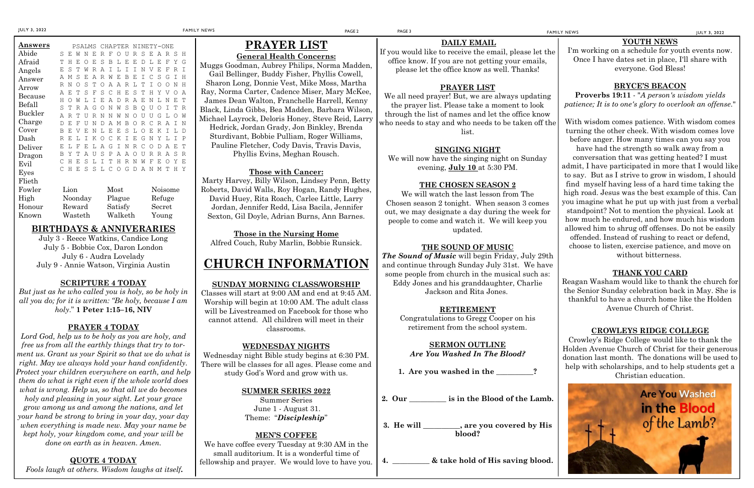**Answers**

PSALMS CHAPTER NINETY-ONE

```
S E W N E R F O U R S E A R S H
T H E O E S B L E E D L E F Y G
E S T W R A I L I I N V E F R I
A M S E A R W E B E I C S G I H
R N O S T O A A R L T I O O N H
A E T S F S C H E S T H Y V O A
H O W L I E A D R A E N L N E T
S T R A G O N W S B Q U O I T R
A R T U R N N W N O U U G L O W
D E F U N D A M B O R C R A I N
B E V E N L E E S L O E K I L D
R E L I K O C K I E G N Y L I P
E L F E L A G I N R C O D A E T
B Y T A U S P A A O U R R A S R
C H E S L I T H R N W F E O Y E
C H E S S L C O G D A N M T H Y
```

Abide, Afraid, Angels, Answer, Arrow, Because, Befall, Buckler, Charge, Cover, Dash, Deliver, Dragon, Evil, Eyes, Flieth, Fowler, High, Honour, Known, Lion, Noonday, Reward, Wasteth, Most, Plague, Satisfy, Walketh, Noisome, Refuge, Secret, Young

## BIRTHDAYS & ANNIVERARIES

July 3 - Reece Watkins, Candice Long
July 5 - Bobbie Cox, Daron London
July 6 - Audra Lovelady
July 9 - Annie Watson, Virginia Austin

### SCRIPTURE 4 TODAY

*But just as he who called you is holy, so be holy in all you do; for it is written: "Be holy, because I am holy."* **1 Peter 1:15–16, NIV**

### PRAYER 4 TODAY

*Lord God, help us to be holy as you are holy, and free us from all the earthly things that try to torment us. Grant us your Spirit so that we do what is right. May we always hold your hand confidently. Protect your children everywhere on earth, and help them do what is right even if the whole world does what is wrong. Help us, so that all we do becomes holy and pleasing in your sight. Let your grace grow among us and among the nations, and let your hand be strong to bring in your day, your day when everything is made new. May your name be kept holy, your kingdom come, and your will be done on earth as in heaven. Amen.*

### QUOTE 4 TODAY

*Fools laugh at others. Wisdom laughs at itself.*

# PRAYER LIST

### General Health Concerns:

Muggs Goodman, Aubrey Philips, Norma Madden, Gail Bellinger, Buddy Fisher, Phyllis Cowell, Sharon Long, Donnie Vest, Mike Moss, Martha Ray, Norma Carter, Cadence Miser, Mary McKee, James Dean Walton, Franchelle Harrell, Kenny Black, Linda Gibbs, Bea Madden, Barbara Wilson, Michael Layrock, Deloris Honey, Steve Reid, Larry Hedrick, Jordan Grady, Jon Binkley, Brenda Sturdivant, Bobbie Pulliam, Roger Williams, Pauline Fletcher, Cody Davis, Travis Davis, Phyllis Evins, Meghan Rousch.

### Those with Cancer:

Marty Harvey, Billy Wilson, Lindsey Penn, Betty Roberts, David Walls, Roy Hogan, Randy Hughes, David Huey, Rita Roach, Carlee Little, Larry Jordan, Jennifer Redd, Lisa Bacila, Jennifer Sexton, Gil Doyle, Adrian Burns, Ann Barnes.

### Those in the Nursing Home

Alfred Couch, Ruby Marlin, Bobbie Runsick.

# CHURCH INFORMATION

### SUNDAY MORNING CLASS/WORSHIP

Classes will start at 9:00 AM and end at 9:45 AM. Worship will begin at 10:00 AM. The adult class will be Livestreamed on Facebook for those who cannot attend. All children will meet in their classrooms.

### WEDNESDAY NIGHTS

Wednesday night Bible study begins at 6:30 PM. There will be classes for all ages. Please come and study God's Word and grow with us.

### SUMMER SERIES 2022

Summer Series
June 1 - August 31.
Theme: "*Discipleship*"

### MEN'S COFFEE

We have coffee every Tuesday at 9:30 AM in the small auditorium. It is a wonderful time of fellowship and prayer. We would love to have you.

### DAILY EMAIL

If you would like to receive the email, please let the office know. If you are not getting your emails, please let the office know as well. Thanks!

### PRAYER LIST

We all need prayer! But, we are always updating the prayer list. Please take a moment to look through the list of names and let the office know who needs to stay and who needs to be taken off the list.

### SINGING NIGHT

We will now have the singing night on Sunday evening, **July 10** at 5:30 PM.

### THE CHOSEN SEASON 2

We will watch the last lesson from The Chosen season 2 tonight. When season 3 comes out, we may designate a day during the week for people to come and watch it. We will keep you updated.

### THE SOUND OF MUSIC

***The Sound of Music*** will begin Friday, July 29th and continue through Sunday July 31st. We have some people from church in the musical such as: Eddy Jones and his granddaughter, Charlie Jackson and Rita Jones.

### RETIREMENT

Congratulations to Gregg Cooper on his retirement from the school system.

### SERMON OUTLINE

***Are You Washed In The Blood?***

**1. Are you washed in the __________?**

**2. Our __________ is in the Blood of the Lamb.**

**3. He will __________, are you covered by His blood?**

**4. __________ & take hold of His saving blood.**

### YOUTH NEWS

I'm working on a schedule for youth events now. Once I have dates set in place, I'll share with everyone. God Bless!

### BRYCE'S BEACON

**Proverbs 19:11** - "*A person's wisdom yields patience; It is to one's glory to overlook an offense.*"

With wisdom comes patience. With wisdom comes turning the other cheek. With wisdom comes love before anger. How many times can you say you have had the strength so walk away from a conversation that was getting heated? I must admit, I have participated in more that I would like to say. But as I strive to grow in wisdom, I should find myself having less of a hard time taking the high road. Jesus was the best example of this. Can you imagine what he put up with just from a verbal standpoint? Not to mention the physical. Look at how much he endured, and how much his wisdom allowed him to shrug off offenses. Do not be easily offended. Instead of rushing to react or defend, choose to listen, exercise patience, and move on without bitterness.

### THANK YOU CARD

Reagan Washam would like to thank the church for the Senior Sunday celebration back in May. She is thankful to have a church home like the Holden Avenue Church of Christ.

### CROWLEYS RIDGE COLLEGE

Crowley's Ridge College would like to thank the Holden Avenue Church of Christ for their generous donation last month. The donations will be used to help with scholarships, and to help students get a Christian education.

Are You Washed in the Blood of the Lamb?